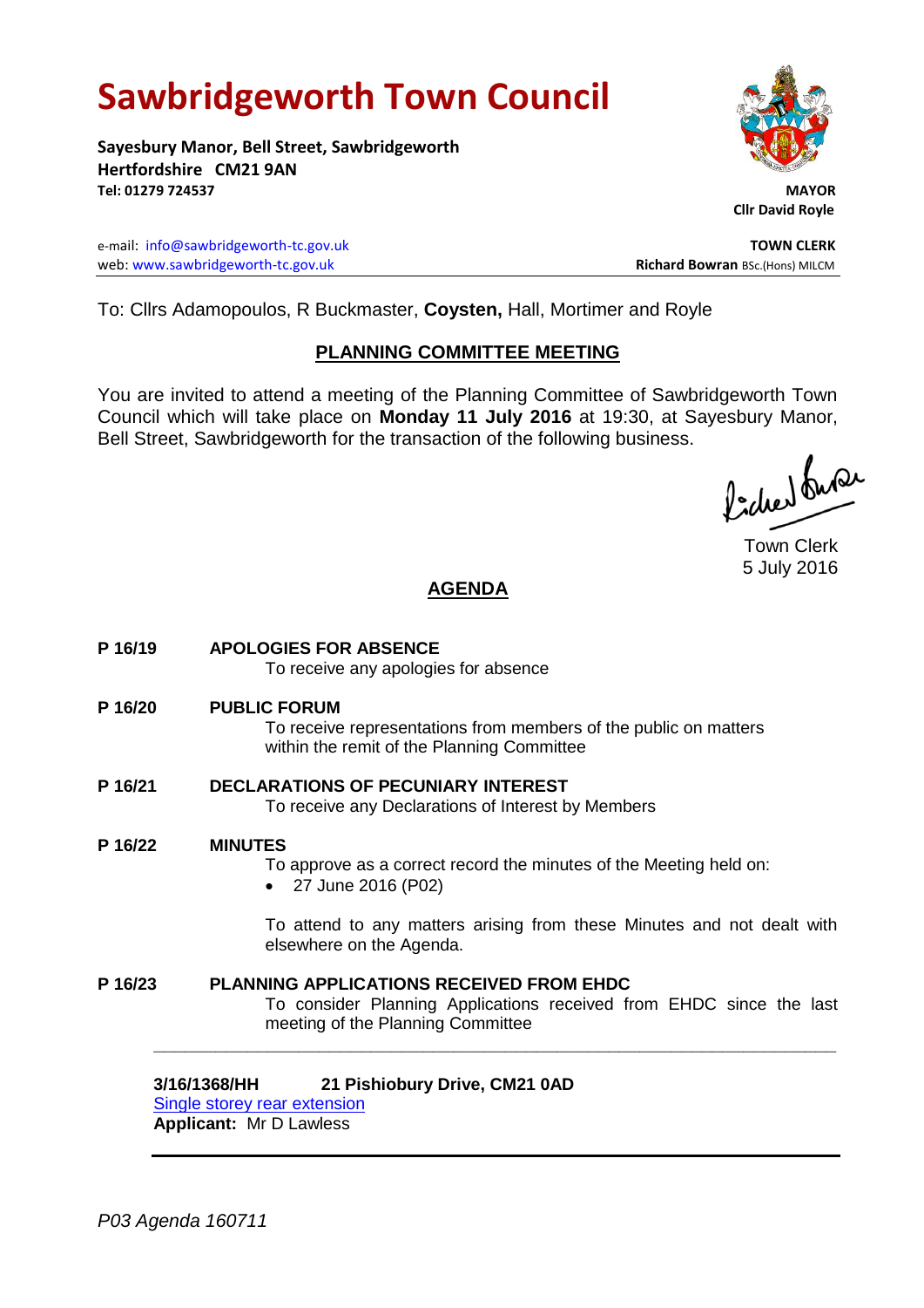# Sawbridgeworth Town Council

**Sayesbury Manor, Bell Street, Sawbridgeworth**
**Hertfordshire CM21 9AN**
**Tel: 01279 724537**

**MAYOR**
**Cllr David Royle**

e-mail: info@sawbridgeworth-tc.gov.uk
web: www.sawbridgeworth-tc.gov.uk

**TOWN CLERK**
**Richard Bowran** BSc.(Hons) MILCM

To: Cllrs Adamopoulos, R Buckmaster, **Coysten,** Hall, Mortimer and Royle

## PLANNING COMMITTEE MEETING

You are invited to attend a meeting of the Planning Committee of Sawbridgeworth Town Council which will take place on **Monday 11 July 2016** at 19:30, at Sayesbury Manor, Bell Street, Sawbridgeworth for the transaction of the following business.

Town Clerk
5 July 2016

## AGENDA

**P 16/19 APOLOGIES FOR ABSENCE**
To receive any apologies for absence

**P 16/20 PUBLIC FORUM**
To receive representations from members of the public on matters within the remit of the Planning Committee

**P 16/21 DECLARATIONS OF PECUNIARY INTEREST**
To receive any Declarations of Interest by Members

**P 16/22 MINUTES**
To approve as a correct record the minutes of the Meeting held on:

- 27 June 2016 (P02)

To attend to any matters arising from these Minutes and not dealt with elsewhere on the Agenda.

**P 16/23 PLANNING APPLICATIONS RECEIVED FROM EHDC**
To consider Planning Applications received from EHDC since the last meeting of the Planning Committee

---

**3/16/1368/HH 21 Pishiobury Drive, CM21 0AD**
Single storey rear extension
**Applicant:** Mr D Lawless

---

*P03 Agenda 160711*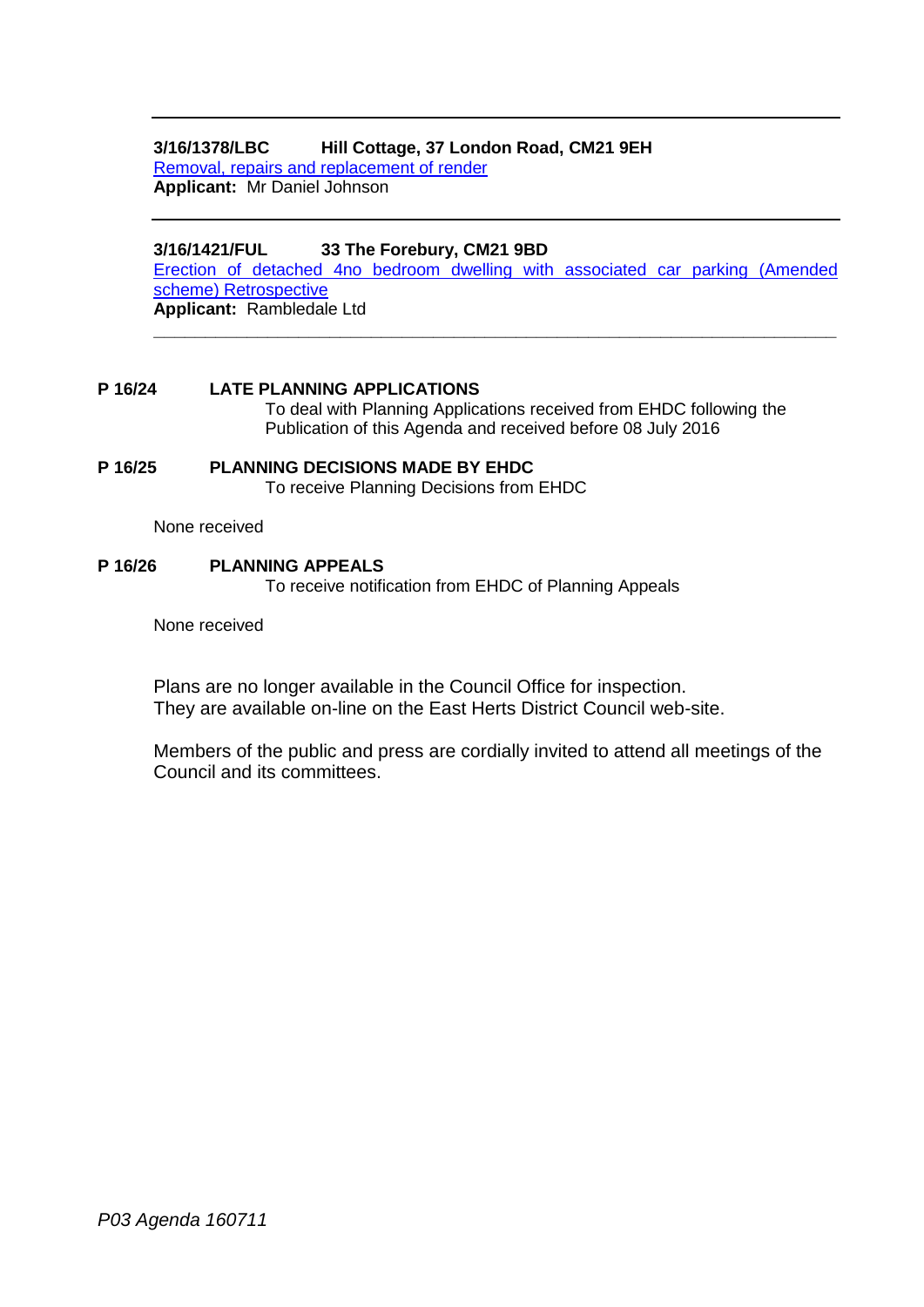---

**3/16/1378/LBC Hill Cottage, 37 London Road, CM21 9EH**
Removal, repairs and replacement of render
**Applicant:** Mr Daniel Johnson

---

**3/16/1421/FUL 33 The Forebury, CM21 9BD**
Erection of detached 4no bedroom dwelling with associated car parking (Amended scheme) Retrospective
**Applicant:** Rambledale Ltd

---

**P 16/24 LATE PLANNING APPLICATIONS**

To deal with Planning Applications received from EHDC following the Publication of this Agenda and received before 08 July 2016

**P 16/25 PLANNING DECISIONS MADE BY EHDC**

To receive Planning Decisions from EHDC

None received

**P 16/26 PLANNING APPEALS**

To receive notification from EHDC of Planning Appeals

None received

Plans are no longer available in the Council Office for inspection.
They are available on-line on the East Herts District Council web-site.

Members of the public and press are cordially invited to attend all meetings of the Council and its committees.